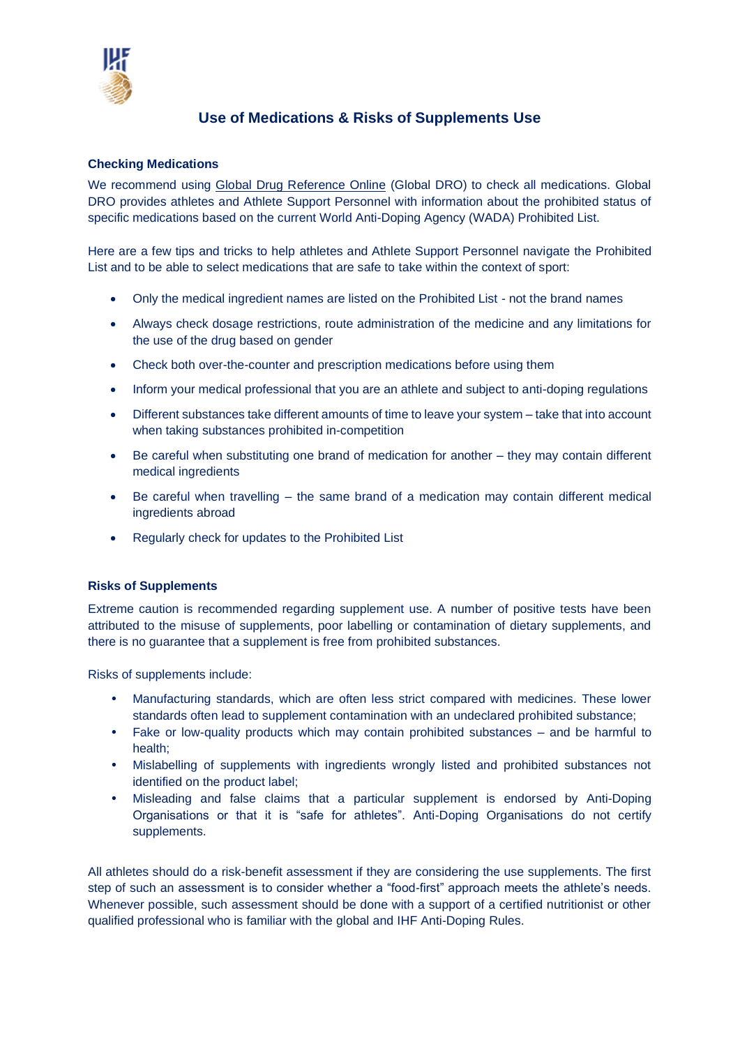# Use of Medications & Risks of Supplements Use

## Checking Medications

We recommend using Global Drug Reference Online (Global DRO) to check all medications. Global DRO provides athletes and Athlete Support Personnel with information about the prohibited status of specific medications based on the current World Anti-Doping Agency (WADA) Prohibited List.

Here are a few tips and tricks to help athletes and Athlete Support Personnel navigate the Prohibited List and to be able to select medications that are safe to take within the context of sport:

- Only the medical ingredient names are listed on the Prohibited List - not the brand names
- Always check dosage restrictions, route administration of the medicine and any limitations for the use of the drug based on gender
- Check both over-the-counter and prescription medications before using them
- Inform your medical professional that you are an athlete and subject to anti-doping regulations
- Different substances take different amounts of time to leave your system – take that into account when taking substances prohibited in-competition
- Be careful when substituting one brand of medication for another – they may contain different medical ingredients
- Be careful when travelling – the same brand of a medication may contain different medical ingredients abroad
- Regularly check for updates to the Prohibited List

## Risks of Supplements

Extreme caution is recommended regarding supplement use. A number of positive tests have been attributed to the misuse of supplements, poor labelling or contamination of dietary supplements, and there is no guarantee that a supplement is free from prohibited substances.

Risks of supplements include:

- Manufacturing standards, which are often less strict compared with medicines. These lower standards often lead to supplement contamination with an undeclared prohibited substance;
- Fake or low-quality products which may contain prohibited substances – and be harmful to health;
- Mislabelling of supplements with ingredients wrongly listed and prohibited substances not identified on the product label;
- Misleading and false claims that a particular supplement is endorsed by Anti-Doping Organisations or that it is "safe for athletes". Anti-Doping Organisations do not certify supplements.

All athletes should do a risk-benefit assessment if they are considering the use supplements. The first step of such an assessment is to consider whether a "food-first" approach meets the athlete's needs. Whenever possible, such assessment should be done with a support of a certified nutritionist or other qualified professional who is familiar with the global and IHF Anti-Doping Rules.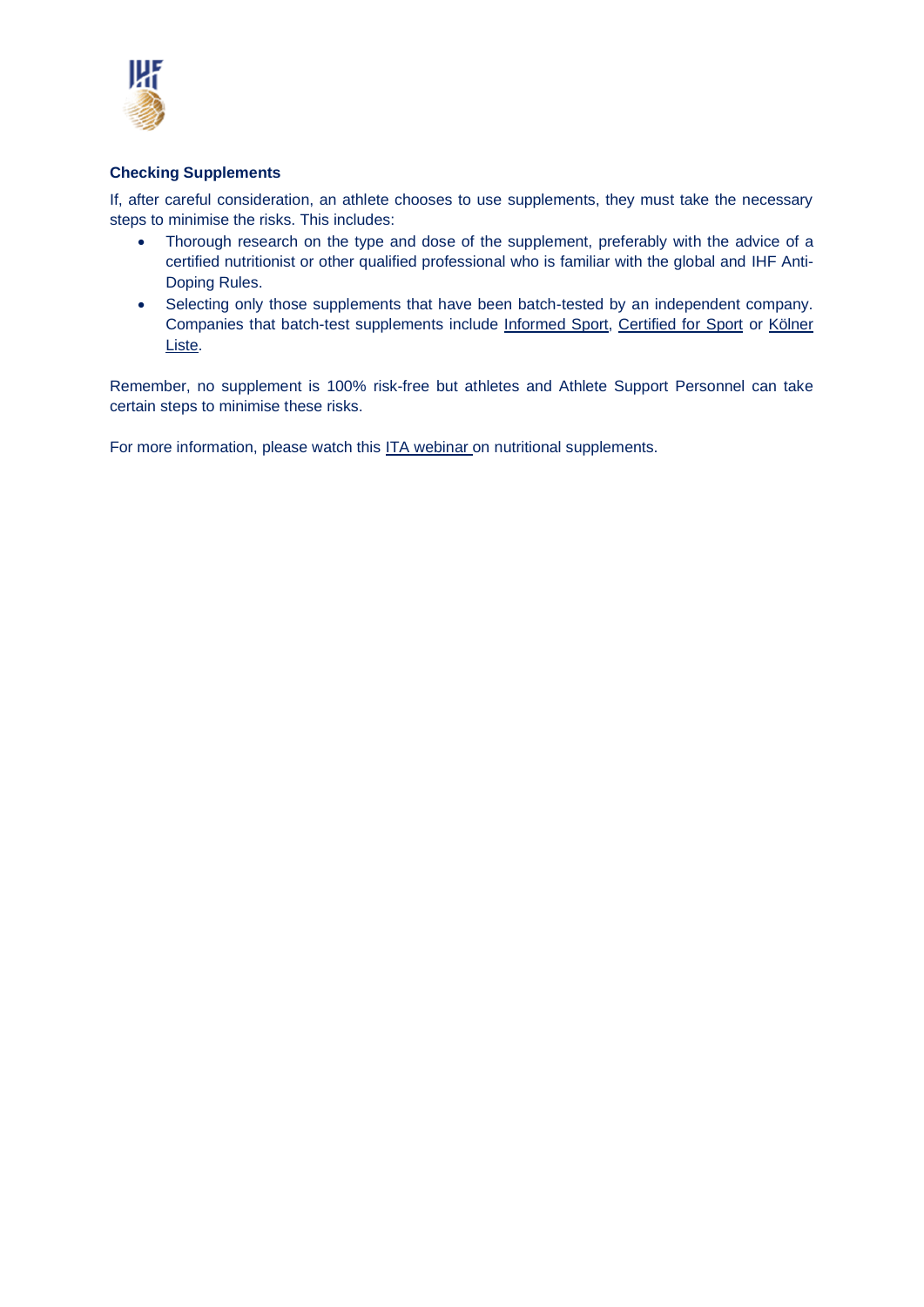**Checking Supplements**

If, after careful consideration, an athlete chooses to use supplements, they must take the necessary steps to minimise the risks. This includes:

- Thorough research on the type and dose of the supplement, preferably with the advice of a certified nutritionist or other qualified professional who is familiar with the global and IHF Anti-Doping Rules.
- Selecting only those supplements that have been batch-tested by an independent company. Companies that batch-test supplements include Informed Sport, Certified for Sport or Kölner Liste.

Remember, no supplement is 100% risk-free but athletes and Athlete Support Personnel can take certain steps to minimise these risks.

For more information, please watch this ITA webinar on nutritional supplements.